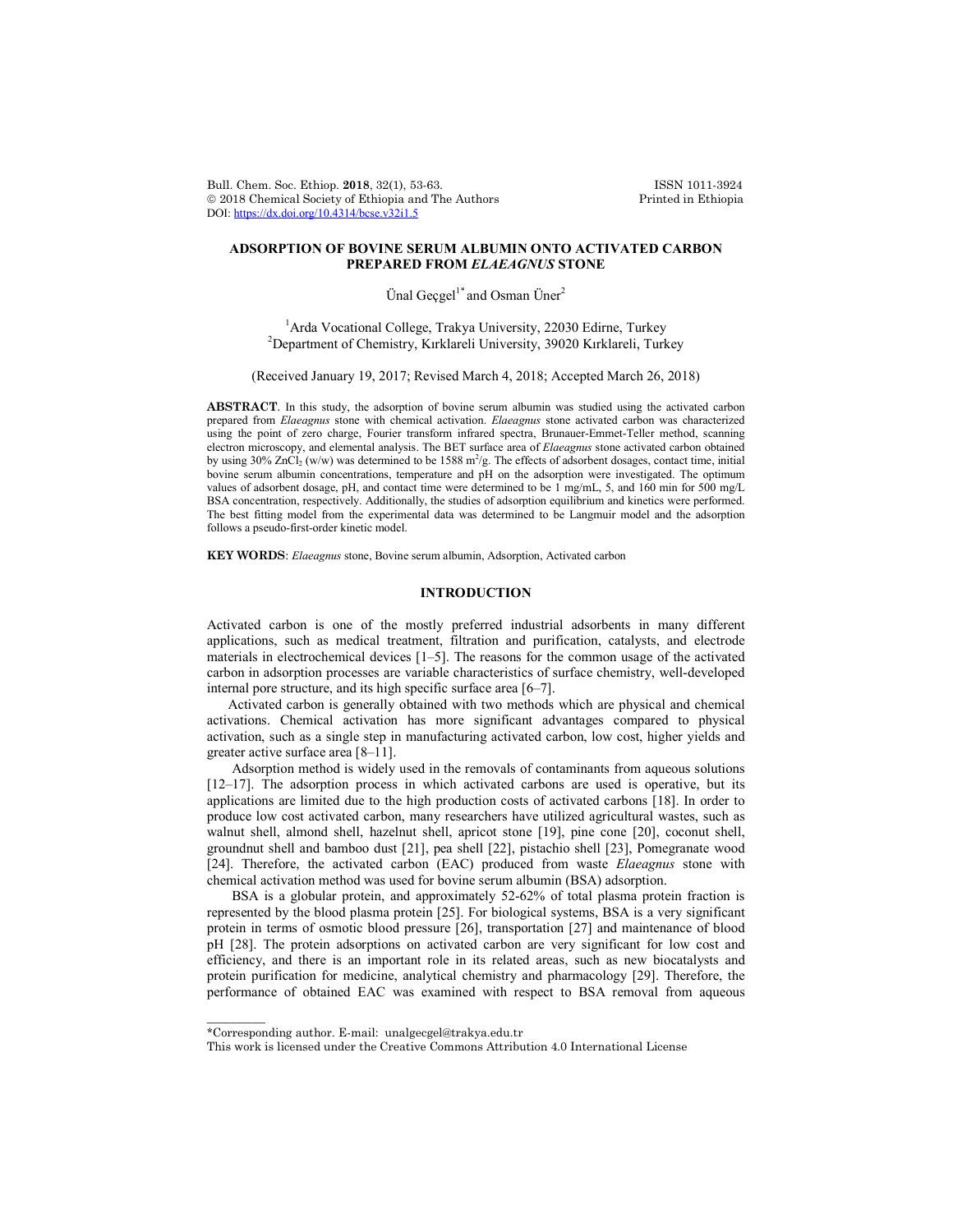# ADSORPTION OF BOVINE SERUM ALBUMIN ONTO ACTIVATED CARBON PREPARED FROM *ELAEAGNUS* STONE

Ünal Geçgel[1*] and Osman Üner[2]

[1]Arda Vocational College, Trakya University, 22030 Edirne, Turkey
[2]Department of Chemistry, Kırklareli University, 39020 Kırklareli, Turkey

(Received January 19, 2017; Revised March 4, 2018; Accepted March 26, 2018)

**ABSTRACT**. In this study, the adsorption of bovine serum albumin was studied using the activated carbon prepared from *Elaeagnus* stone with chemical activation. *Elaeagnus* stone activated carbon was characterized using the point of zero charge, Fourier transform infrared spectra, Brunauer-Emmet-Teller method, scanning electron microscopy, and elemental analysis. The BET surface area of *Elaeagnus* stone activated carbon obtained by using 30% $ZnCl_2$ (w/w) was determined to be 1588 $m^2/g$. The effects of adsorbent dosages, contact time, initial bovine serum albumin concentrations, temperature and pH on the adsorption were investigated. The optimum values of adsorbent dosage, pH, and contact time were determined to be 1 mg/mL, 5, and 160 min for 500 mg/L BSA concentration, respectively. Additionally, the studies of adsorption equilibrium and kinetics were performed. The best fitting model from the experimental data was determined to be Langmuir model and the adsorption follows a pseudo-first-order kinetic model.

**KEY WORDS**: *Elaeagnus* stone, Bovine serum albumin, Adsorption, Activated carbon

## INTRODUCTION

Activated carbon is one of the mostly preferred industrial adsorbents in many different applications, such as medical treatment, filtration and purification, catalysts, and electrode materials in electrochemical devices [1–5]. The reasons for the common usage of the activated carbon in adsorption processes are variable characteristics of surface chemistry, well-developed internal pore structure, and its high specific surface area [6–7].

Activated carbon is generally obtained with two methods which are physical and chemical activations. Chemical activation has more significant advantages compared to physical activation, such as a single step in manufacturing activated carbon, low cost, higher yields and greater active surface area [8–11].

Adsorption method is widely used in the removals of contaminants from aqueous solutions [12–17]. The adsorption process in which activated carbons are used is operative, but its applications are limited due to the high production costs of activated carbons [18]. In order to produce low cost activated carbon, many researchers have utilized agricultural wastes, such as walnut shell, almond shell, hazelnut shell, apricot stone [19], pine cone [20], coconut shell, groundnut shell and bamboo dust [21], pea shell [22], pistachio shell [23], Pomegranate wood [24]. Therefore, the activated carbon (EAC) produced from waste *Elaeagnus* stone with chemical activation method was used for bovine serum albumin (BSA) adsorption.

BSA is a globular protein, and approximately 52-62% of total plasma protein fraction is represented by the blood plasma protein [25]. For biological systems, BSA is a very significant protein in terms of osmotic blood pressure [26], transportation [27] and maintenance of blood pH [28]. The protein adsorptions on activated carbon are very significant for low cost and efficiency, and there is an important role in its related areas, such as new biocatalysts and protein purification for medicine, analytical chemistry and pharmacology [29]. Therefore, the performance of obtained EAC was examined with respect to BSA removal from aqueous

*Corresponding author. E-mail: unalgecgel@trakya.edu.tr
This work is licensed under the Creative Commons Attribution 4.0 International License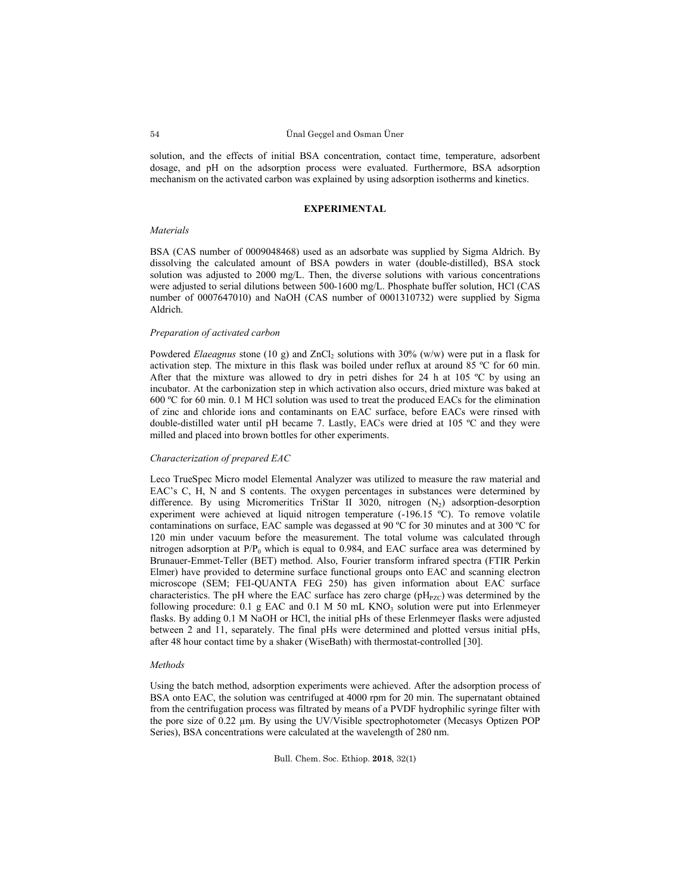solution, and the effects of initial BSA concentration, contact time, temperature, adsorbent dosage, and pH on the adsorption process were evaluated. Furthermore, BSA adsorption mechanism on the activated carbon was explained by using adsorption isotherms and kinetics.

## EXPERIMENTAL

### *Materials*

BSA (CAS number of 0009048468) used as an adsorbate was supplied by Sigma Aldrich. By dissolving the calculated amount of BSA powders in water (double-distilled), BSA stock solution was adjusted to 2000 mg/L. Then, the diverse solutions with various concentrations were adjusted to serial dilutions between 500-1600 mg/L. Phosphate buffer solution, HCl (CAS number of 0007647010) and NaOH (CAS number of 0001310732) were supplied by Sigma Aldrich.

### *Preparation of activated carbon*

Powdered *Elaeagnus* stone (10 g) and $ZnCl_2$ solutions with 30% (w/w) were put in a flask for activation step. The mixture in this flask was boiled under reflux at around 85 ºC for 60 min. After that the mixture was allowed to dry in petri dishes for 24 h at 105 ºC by using an incubator. At the carbonization step in which activation also occurs, dried mixture was baked at 600 ºC for 60 min. 0.1 M HCl solution was used to treat the produced EACs for the elimination of zinc and chloride ions and contaminants on EAC surface, before EACs were rinsed with double-distilled water until pH became 7. Lastly, EACs were dried at 105 ºC and they were milled and placed into brown bottles for other experiments.

### *Characterization of prepared EAC*

Leco TrueSpec Micro model Elemental Analyzer was utilized to measure the raw material and EAC's C, H, N and S contents. The oxygen percentages in substances were determined by difference. By using Micromeritics TriStar II 3020, nitrogen ($N_2$) adsorption-desorption experiment were achieved at liquid nitrogen temperature (-196.15 ºC). To remove volatile contaminations on surface, EAC sample was degassed at 90 ºC for 30 minutes and at 300 ºC for 120 min under vacuum before the measurement. The total volume was calculated through nitrogen adsorption at $P/P_0$ which is equal to 0.984, and EAC surface area was determined by Brunauer-Emmet-Teller (BET) method. Also, Fourier transform infrared spectra (FTIR Perkin Elmer) have provided to determine surface functional groups onto EAC and scanning electron microscope (SEM; FEI-QUANTA FEG 250) has given information about EAC surface characteristics. The pH where the EAC surface has zero charge ($pH_{PZC}$) was determined by the following procedure: 0.1 g EAC and 0.1 M 50 mL $KNO_3$ solution were put into Erlenmeyer flasks. By adding 0.1 M NaOH or HCl, the initial pHs of these Erlenmeyer flasks were adjusted between 2 and 11, separately. The final pHs were determined and plotted versus initial pHs, after 48 hour contact time by a shaker (WiseBath) with thermostat-controlled [30].

### *Methods*

Using the batch method, adsorption experiments were achieved. After the adsorption process of BSA onto EAC, the solution was centrifuged at 4000 rpm for 20 min. The supernatant obtained from the centrifugation process was filtrated by means of a PVDF hydrophilic syringe filter with the pore size of 0.22 μm. By using the UV/Visible spectrophotometer (Mecasys Optizen POP Series), BSA concentrations were calculated at the wavelength of 280 nm.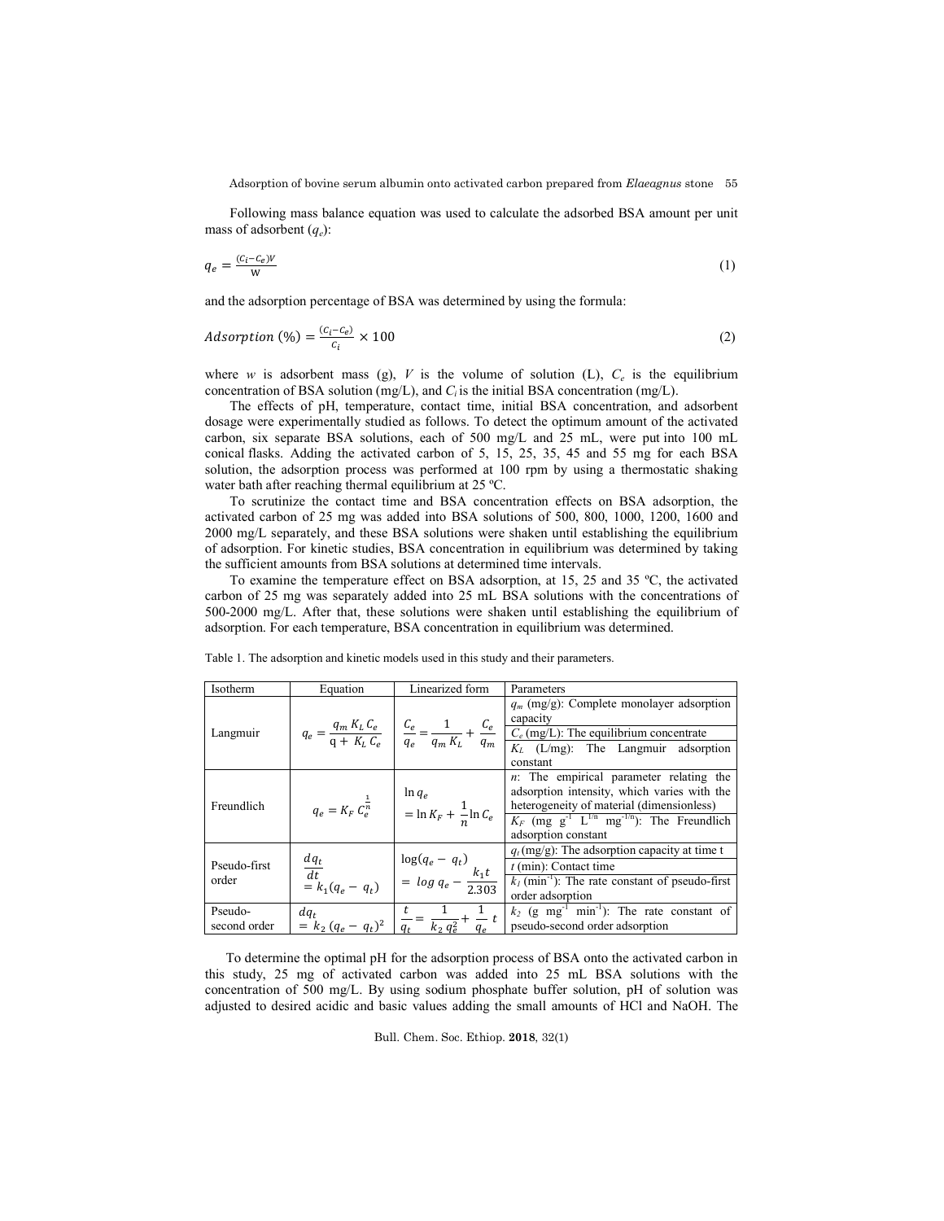Following mass balance equation was used to calculate the adsorbed BSA amount per unit mass of adsorbent ($q_e$):

$$q_e = \frac{(C_i - C_e)V}{w} \tag{1}$$

and the adsorption percentage of BSA was determined by using the formula:

$$Adsorption\ (\%) = \frac{(C_i - C_e)}{C_i} \times 100 \tag{2}$$

where $w$ is adsorbent mass (g), $V$ is the volume of solution (L), $C_e$ is the equilibrium concentration of BSA solution (mg/L), and $C_i$ is the initial BSA concentration (mg/L).

The effects of pH, temperature, contact time, initial BSA concentration, and adsorbent dosage were experimentally studied as follows. To detect the optimum amount of the activated carbon, six separate BSA solutions, each of 500 mg/L and 25 mL, were put into 100 mL conical flasks. Adding the activated carbon of 5, 15, 25, 35, 45 and 55 mg for each BSA solution, the adsorption process was performed at 100 rpm by using a thermostatic shaking water bath after reaching thermal equilibrium at 25 ºC.

To scrutinize the contact time and BSA concentration effects on BSA adsorption, the activated carbon of 25 mg was added into BSA solutions of 500, 800, 1000, 1200, 1600 and 2000 mg/L separately, and these BSA solutions were shaken until establishing the equilibrium of adsorption. For kinetic studies, BSA concentration in equilibrium was determined by taking the sufficient amounts from BSA solutions at determined time intervals.

To examine the temperature effect on BSA adsorption, at 15, 25 and 35 ºC, the activated carbon of 25 mg was separately added into 25 mL BSA solutions with the concentrations of 500-2000 mg/L. After that, these solutions were shaken until establishing the equilibrium of adsorption. For each temperature, BSA concentration in equilibrium was determined.

Table 1. The adsorption and kinetic models used in this study and their parameters.

| Isotherm | Equation | Linearized form | Parameters |
|---|---|---|---|
| Langmuir | $q_e = \frac{q_m K_L C_e}{q + K_L C_e}$ | $\frac{C_e}{q_e} = \frac{1}{q_m K_L} + \frac{C_e}{q_m}$ | $q_m$ (mg/g): Complete monolayer adsorption capacity; $C_e$ (mg/L): The equilibrium concentrate; $K_L$ (L/mg): The Langmuir adsorption constant |
| Freundlich | $q_e = K_F C_e^{\frac{1}{n}}$ | $\ln q_e = \ln K_F + \frac{1}{n} \ln C_e$ | $n$: The empirical parameter relating the adsorption intensity, which varies with the heterogeneity of material (dimensionless); $K_F$ (mg g$^{-1}$ L$^{1/n}$ mg$^{-1/n}$): The Freundlich adsorption constant |
| Pseudo-first order | $\frac{dq_t}{dt} = k_1(q_e - q_t)$ | $\log(q_e - q_t) = \log q_e - \frac{k_1 t}{2.303}$ | $q_t$ (mg/g): The adsorption capacity at time t; $t$ (min): Contact time; $k_1$ (min$^{-1}$): The rate constant of pseudo-first order adsorption |
| Pseudo-second order | $\frac{dq_t}{dt} = k_2 (q_e - q_t)^2$ | $\frac{t}{q_t} = \frac{1}{k_2 q_e^2} + \frac{1}{q_e} t$ | $k_2$ (g mg$^{-1}$ min$^{-1}$): The rate constant of pseudo-second order adsorption |

To determine the optimal pH for the adsorption process of BSA onto the activated carbon in this study, 25 mg of activated carbon was added into 25 mL BSA solutions with the concentration of 500 mg/L. By using sodium phosphate buffer solution, pH of solution was adjusted to desired acidic and basic values adding the small amounts of HCl and NaOH. The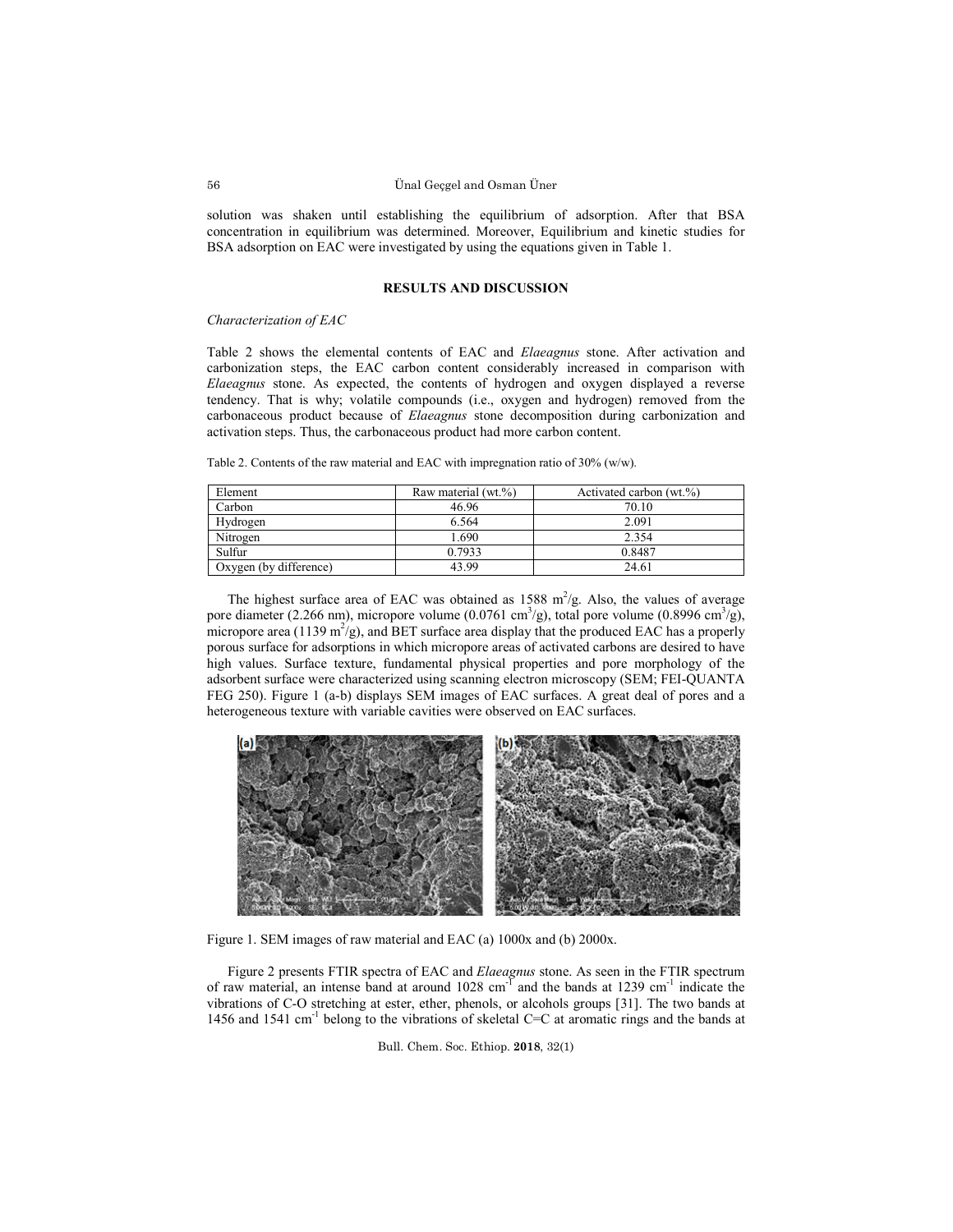solution was shaken until establishing the equilibrium of adsorption. After that BSA concentration in equilibrium was determined. Moreover, Equilibrium and kinetic studies for BSA adsorption on EAC were investigated by using the equations given in Table 1.

## RESULTS AND DISCUSSION

### *Characterization of EAC*

Table 2 shows the elemental contents of EAC and *Elaeagnus* stone. After activation and carbonization steps, the EAC carbon content considerably increased in comparison with *Elaeagnus* stone. As expected, the contents of hydrogen and oxygen displayed a reverse tendency. That is why; volatile compounds (i.e., oxygen and hydrogen) removed from the carbonaceous product because of *Elaeagnus* stone decomposition during carbonization and activation steps. Thus, the carbonaceous product had more carbon content.

Table 2. Contents of the raw material and EAC with impregnation ratio of 30% (w/w).

| Element | Raw material (wt.%) | Activated carbon (wt.%) |
| --- | --- | --- |
| Carbon | 46.96 | 70.10 |
| Hydrogen | 6.564 | 2.091 |
| Nitrogen | 1.690 | 2.354 |
| Sulfur | 0.7933 | 0.8487 |
| Oxygen (by difference) | 43.99 | 24.61 |

The highest surface area of EAC was obtained as 1588 $m^2/g$. Also, the values of average pore diameter (2.266 nm), micropore volume (0.0761 $cm^3/g$), total pore volume (0.8996 $cm^3/g$), micropore area (1139 $m^2/g$), and BET surface area display that the produced EAC has a properly porous surface for adsorptions in which micropore areas of activated carbons are desired to have high values. Surface texture, fundamental physical properties and pore morphology of the adsorbent surface were characterized using scanning electron microscopy (SEM; FEI-QUANTA FEG 250). Figure 1 (a-b) displays SEM images of EAC surfaces. A great deal of pores and a heterogeneous texture with variable cavities were observed on EAC surfaces.

Figure 1. SEM images of raw material and EAC (a) 1000x and (b) 2000x.

Figure 2 presents FTIR spectra of EAC and *Elaeagnus* stone. As seen in the FTIR spectrum of raw material, an intense band at around 1028 $cm^{-1}$ and the bands at 1239 $cm^{-1}$ indicate the vibrations of C-O stretching at ester, ether, phenols, or alcohols groups [31]. The two bands at 1456 and 1541 $cm^{-1}$ belong to the vibrations of skeletal C=C at aromatic rings and the bands at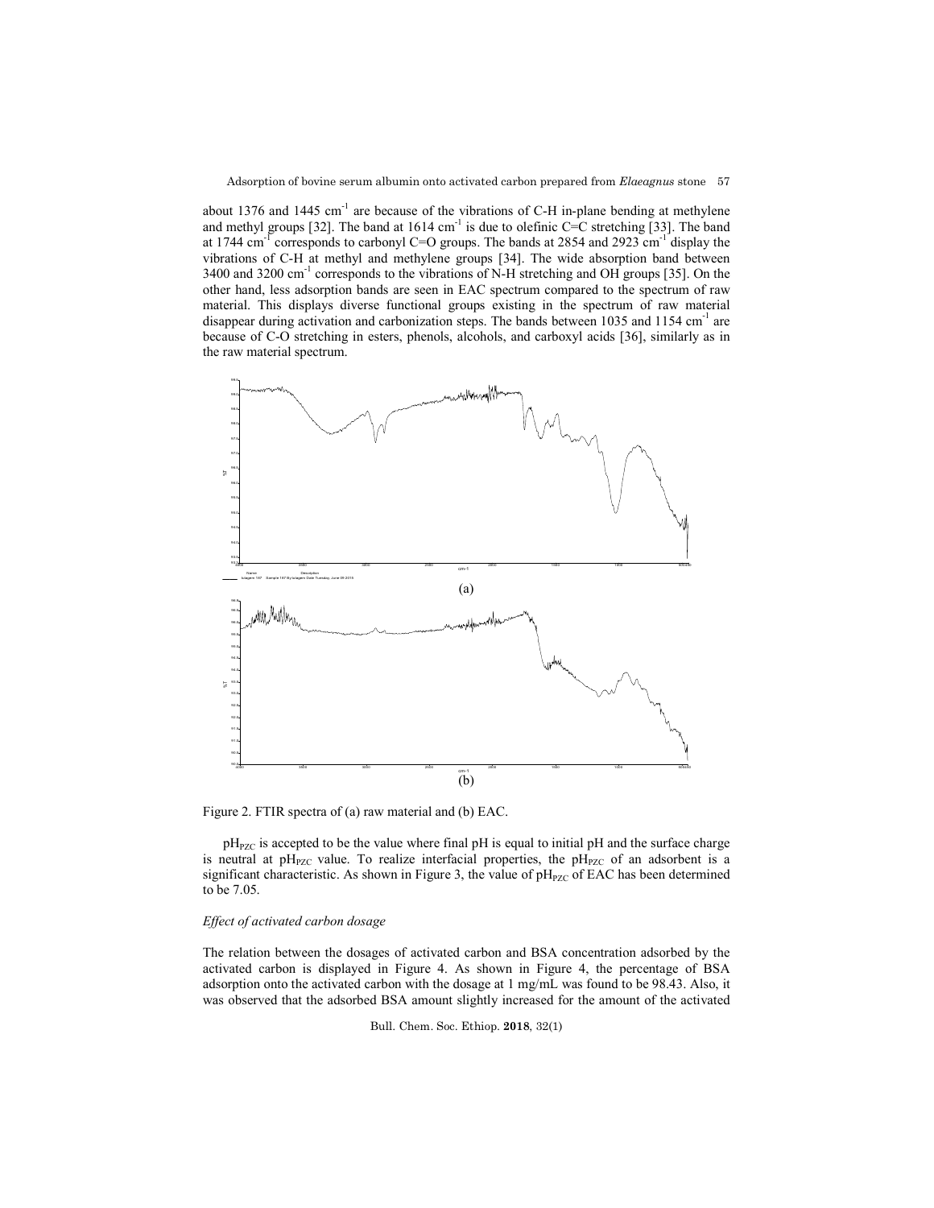about 1376 and 1445 $cm^{-1}$ are because of the vibrations of C-H in-plane bending at methylene and methyl groups [32]. The band at 1614 $cm^{-1}$ is due to olefinic C=C stretching [33]. The band at 1744 $cm^{-1}$ corresponds to carbonyl C=O groups. The bands at 2854 and 2923 $cm^{-1}$ display the vibrations of C-H at methyl and methylene groups [34]. The wide absorption band between 3400 and 3200 $cm^{-1}$ corresponds to the vibrations of N-H stretching and OH groups [35]. On the other hand, less adsorption bands are seen in EAC spectrum compared to the spectrum of raw material. This displays diverse functional groups existing in the spectrum of raw material disappear during activation and carbonization steps. The bands between 1035 and 1154 $cm^{-1}$ are because of C-O stretching in esters, phenols, alcohols, and carboxyl acids [36], similarly as in the raw material spectrum.

Figure 2. FTIR spectra of (a) raw material and (b) EAC.

$pH_{PZC}$ is accepted to be the value where final pH is equal to initial pH and the surface charge is neutral at $pH_{PZC}$ value. To realize interfacial properties, the $pH_{PZC}$ of an adsorbent is a significant characteristic. As shown in Figure 3, the value of $pH_{PZC}$ of EAC has been determined to be 7.05.

### *Effect of activated carbon dosage*

The relation between the dosages of activated carbon and BSA concentration adsorbed by the activated carbon is displayed in Figure 4. As shown in Figure 4, the percentage of BSA adsorption onto the activated carbon with the dosage at 1 mg/mL was found to be 98.43. Also, it was observed that the adsorbed BSA amount slightly increased for the amount of the activated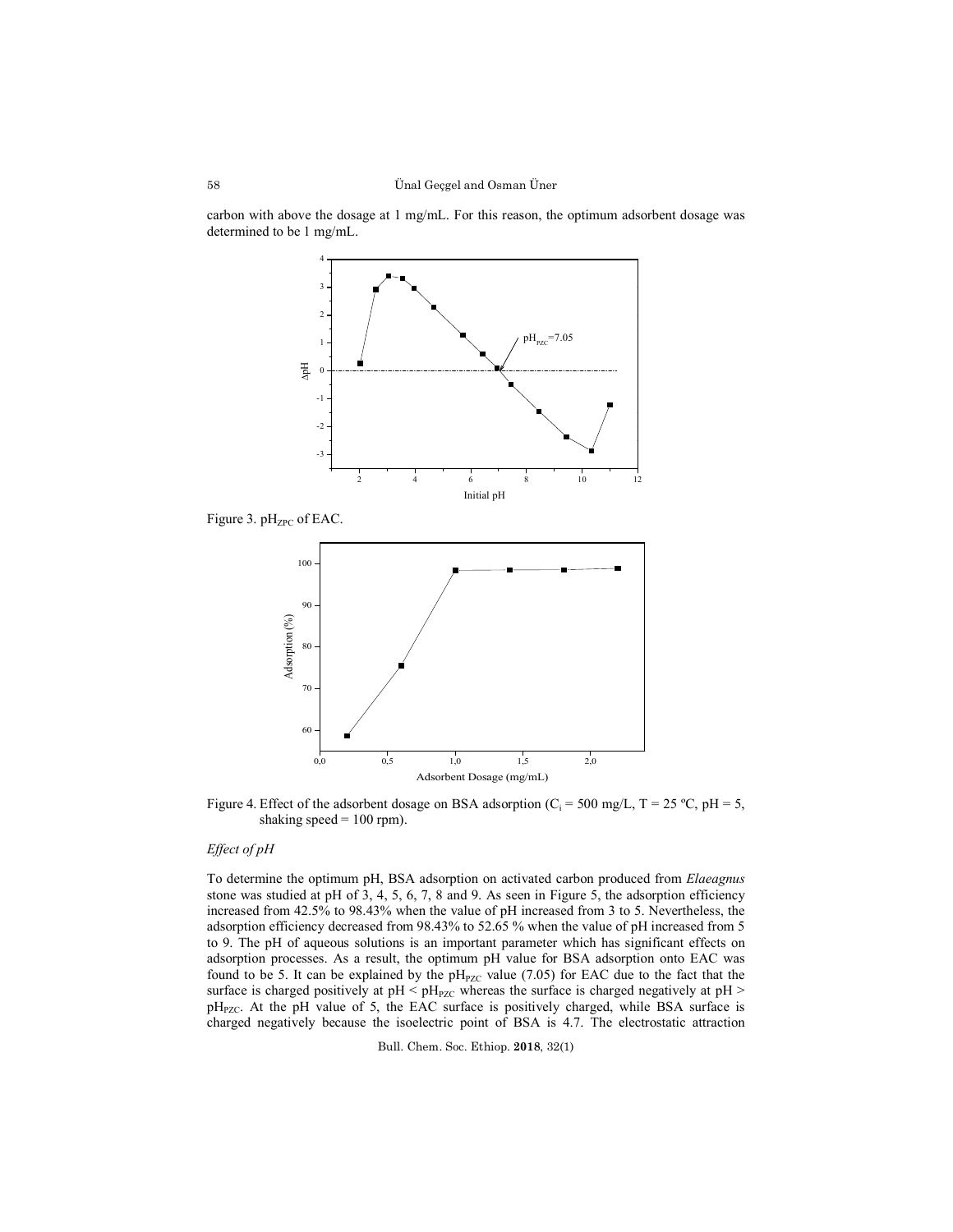carbon with above the dosage at 1 mg/mL. For this reason, the optimum adsorbent dosage was determined to be 1 mg/mL.

Figure 3. $pH_{ZPC}$ of EAC.

Figure 4. Effect of the adsorbent dosage on BSA adsorption ($C_i$ = 500 mg/L, T = 25 ºC, pH = 5, shaking speed = 100 rpm).

*Effect of pH*

To determine the optimum pH, BSA adsorption on activated carbon produced from *Elaeagnus* stone was studied at pH of 3, 4, 5, 6, 7, 8 and 9. As seen in Figure 5, the adsorption efficiency increased from 42.5% to 98.43% when the value of pH increased from 3 to 5. Nevertheless, the adsorption efficiency decreased from 98.43% to 52.65 % when the value of pH increased from 5 to 9. The pH of aqueous solutions is an important parameter which has significant effects on adsorption processes. As a result, the optimum pH value for BSA adsorption onto EAC was found to be 5. It can be explained by the $pH_{PZC}$ value (7.05) for EAC due to the fact that the surface is charged positively at pH < $pH_{PZC}$ whereas the surface is charged negatively at pH > $pH_{PZC}$. At the pH value of 5, the EAC surface is positively charged, while BSA surface is charged negatively because the isoelectric point of BSA is 4.7. The electrostatic attraction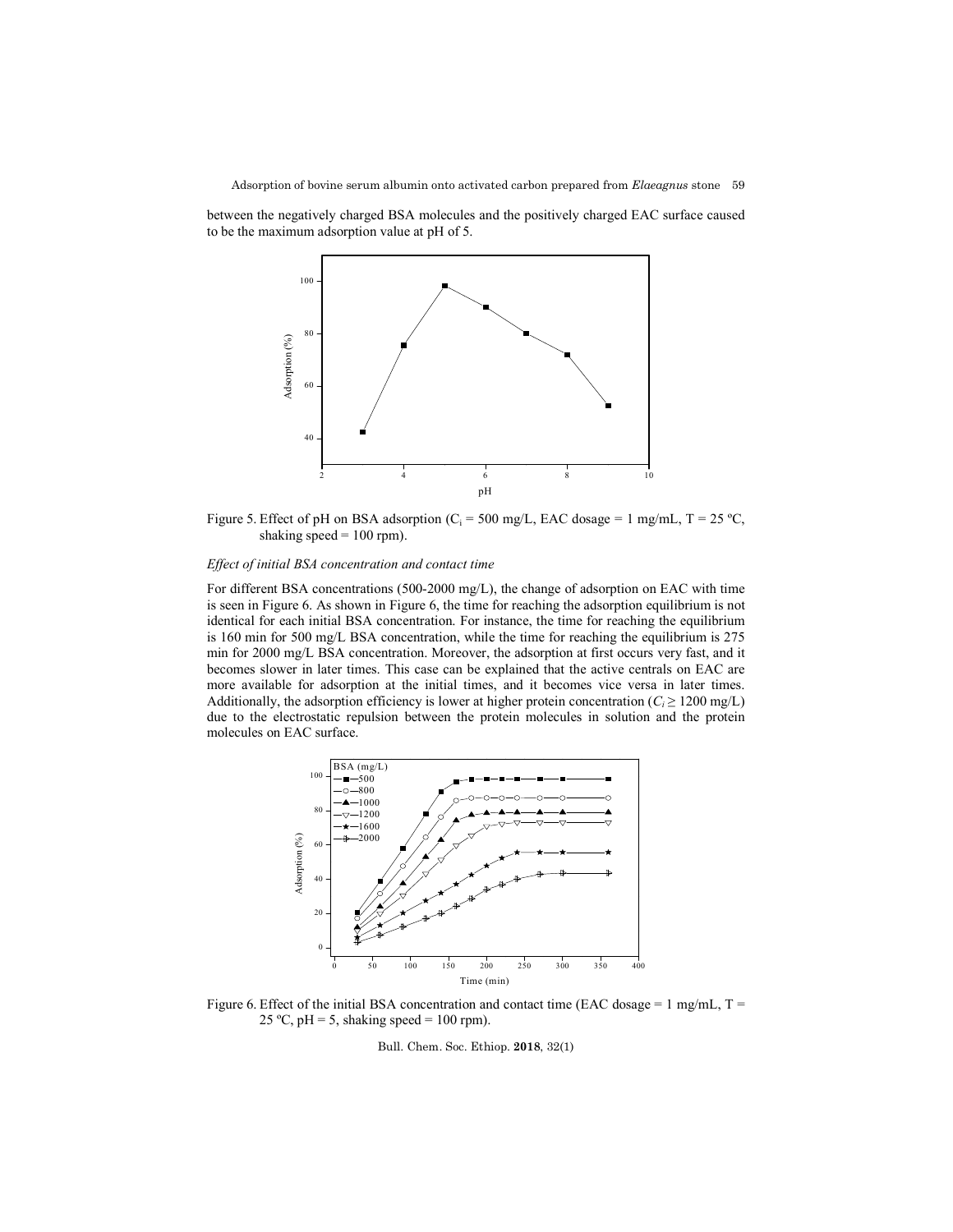between the negatively charged BSA molecules and the positively charged EAC surface caused to be the maximum adsorption value at pH of 5.

Figure 5. Effect of pH on BSA adsorption ($C_i$ = 500 mg/L, EAC dosage = 1 mg/mL, T = 25 ºC, shaking speed = 100 rpm).

*Effect of initial BSA concentration and contact time*

For different BSA concentrations (500-2000 mg/L), the change of adsorption on EAC with time is seen in Figure 6. As shown in Figure 6, the time for reaching the adsorption equilibrium is not identical for each initial BSA concentration. For instance, the time for reaching the equilibrium is 160 min for 500 mg/L BSA concentration, while the time for reaching the equilibrium is 275 min for 2000 mg/L BSA concentration. Moreover, the adsorption at first occurs very fast, and it becomes slower in later times. This case can be explained that the active centrals on EAC are more available for adsorption at the initial times, and it becomes vice versa in later times. Additionally, the adsorption efficiency is lower at higher protein concentration ($C_i \geq 1200$ mg/L) due to the electrostatic repulsion between the protein molecules in solution and the protein molecules on EAC surface.

Figure 6. Effect of the initial BSA concentration and contact time (EAC dosage = 1 mg/mL, T = 25 ºC, pH = 5, shaking speed = 100 rpm).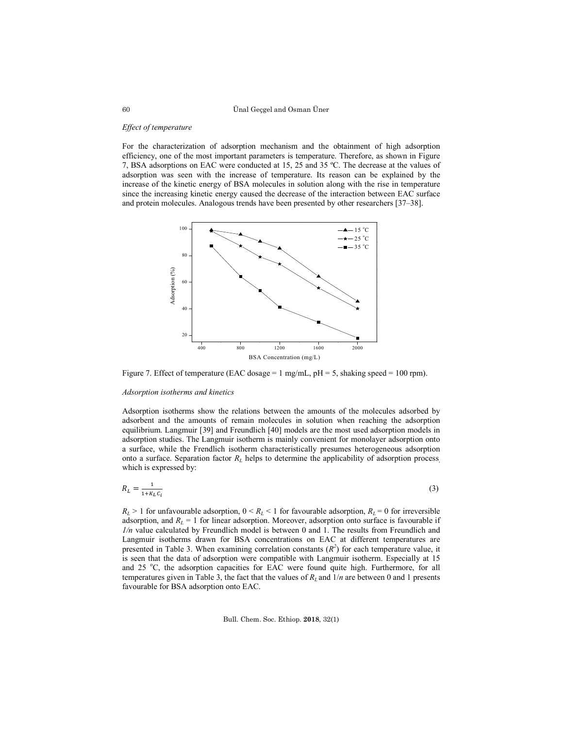*Effect of temperature*

For the characterization of adsorption mechanism and the obtainment of high adsorption efficiency, one of the most important parameters is temperature. Therefore, as shown in Figure 7, BSA adsorptions on EAC were conducted at 15, 25 and 35 ºC. The decrease at the values of adsorption was seen with the increase of temperature. Its reason can be explained by the increase of the kinetic energy of BSA molecules in solution along with the rise in temperature since the increasing kinetic energy caused the decrease of the interaction between EAC surface and protein molecules. Analogous trends have been presented by other researchers [37–38].

Figure 7. Effect of temperature (EAC dosage = 1 mg/mL, pH = 5, shaking speed = 100 rpm).

*Adsorption isotherms and kinetics*

Adsorption isotherms show the relations between the amounts of the molecules adsorbed by adsorbent and the amounts of remain molecules in solution when reaching the adsorption equilibrium. Langmuir [39] and Freundlich [40] models are the most used adsorption models in adsorption studies. The Langmuir isotherm is mainly convenient for monolayer adsorption onto a surface, while the Frendlich isotherm characteristically presumes heterogeneous adsorption onto a surface. Separation factor $R_L$ helps to determine the applicability of adsorption process, which is expressed by:

$$R_L = \frac{1}{1+K_L C_i} \tag{3}$$

$R_L > 1$ for unfavourable adsorption, $0 < R_L < 1$ for favourable adsorption, $R_L = 0$ for irreversible adsorption, and $R_L = 1$ for linear adsorption. Moreover, adsorption onto surface is favourable if $1/n$ value calculated by Freundlich model is between 0 and 1. The results from Freundlich and Langmuir isotherms drawn for BSA concentrations on EAC at different temperatures are presented in Table 3. When examining correlation constants ($R^2$) for each temperature value, it is seen that the data of adsorption were compatible with Langmuir isotherm. Especially at 15 and 25 °C, the adsorption capacities for EAC were found quite high. Furthermore, for all temperatures given in Table 3, the fact that the values of $R_L$ and $1/n$ are between 0 and 1 presents favourable for BSA adsorption onto EAC.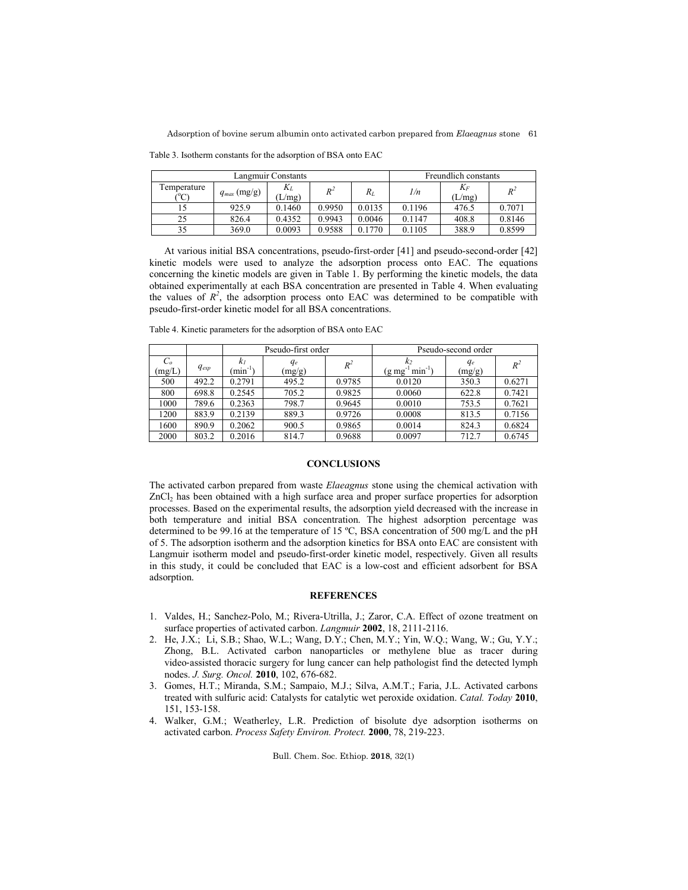Table 3. Isotherm constants for the adsorption of BSA onto EAC

| Langmuir Constants | | | | | Freundlich constants | | |
|---|---|---|---|---|---|---|---|
| Temperature (°C) | $q_{max}$ (mg/g) | $K_L$ (L/mg) | $R^2$ | $R_L$ | $1/n$ | $K_F$ (L/mg) | $R^2$ |
| 15 | 925.9 | 0.1460 | 0.9950 | 0.0135 | 0.1196 | 476.5 | 0.7071 |
| 25 | 826.4 | 0.4352 | 0.9943 | 0.0046 | 0.1147 | 408.8 | 0.8146 |
| 35 | 369.0 | 0.0093 | 0.9588 | 0.1770 | 0.1105 | 388.9 | 0.8599 |

At various initial BSA concentrations, pseudo-first-order [41] and pseudo-second-order [42] kinetic models were used to analyze the adsorption process onto EAC. The equations concerning the kinetic models are given in Table 1. By performing the kinetic models, the data obtained experimentally at each BSA concentration are presented in Table 4. When evaluating the values of $R^2$, the adsorption process onto EAC was determined to be compatible with pseudo-first-order kinetic model for all BSA concentrations.

Table 4. Kinetic parameters for the adsorption of BSA onto EAC

| | | Pseudo-first order | | | Pseudo-second order | | |
|---|---|---|---|---|---|---|---|
| $C_o$ (mg/L) | $q_{exp}$ | $k_1$ ($min^{-1}$) | $q_e$ (mg/g) | $R^2$ | $k_2$ ($g\ mg^{-1}\ min^{-1}$) | $q_e$ (mg/g) | $R^2$ |
| 500 | 492.2 | 0.2791 | 495.2 | 0.9785 | 0.0120 | 350.3 | 0.6271 |
| 800 | 698.8 | 0.2545 | 705.2 | 0.9825 | 0.0060 | 622.8 | 0.7421 |
| 1000 | 789.6 | 0.2363 | 798.7 | 0.9645 | 0.0010 | 753.5 | 0.7621 |
| 1200 | 883.9 | 0.2139 | 889.3 | 0.9726 | 0.0008 | 813.5 | 0.7156 |
| 1600 | 890.9 | 0.2062 | 900.5 | 0.9865 | 0.0014 | 824.3 | 0.6824 |
| 2000 | 803.2 | 0.2016 | 814.7 | 0.9688 | 0.0097 | 712.7 | 0.6745 |

## CONCLUSIONS

The activated carbon prepared from waste *Elaeagnus* stone using the chemical activation with $ZnCl_2$ has been obtained with a high surface area and proper surface properties for adsorption processes. Based on the experimental results, the adsorption yield decreased with the increase in both temperature and initial BSA concentration. The highest adsorption percentage was determined to be 99.16 at the temperature of 15 ºC, BSA concentration of 500 mg/L and the pH of 5. The adsorption isotherm and the adsorption kinetics for BSA onto EAC are consistent with Langmuir isotherm model and pseudo-first-order kinetic model, respectively. Given all results in this study, it could be concluded that EAC is a low-cost and efficient adsorbent for BSA adsorption.

## REFERENCES

1. Valdes, H.; Sanchez-Polo, M.; Rivera-Utrilla, J.; Zaror, C.A. Effect of ozone treatment on surface properties of activated carbon. *Langmuir* **2002**, 18, 2111-2116.
2. He, J.X.; Li, S.B.; Shao, W.L.; Wang, D.Y.; Chen, M.Y.; Yin, W.Q.; Wang, W.; Gu, Y.Y.; Zhong, B.L. Activated carbon nanoparticles or methylene blue as tracer during video-assisted thoracic surgery for lung cancer can help pathologist find the detected lymph nodes. *J. Surg. Oncol.* **2010**, 102, 676-682.
3. Gomes, H.T.; Miranda, S.M.; Sampaio, M.J.; Silva, A.M.T.; Faria, J.L. Activated carbons treated with sulfuric acid: Catalysts for catalytic wet peroxide oxidation. *Catal. Today* **2010**, 151, 153-158.
4. Walker, G.M.; Weatherley, L.R. Prediction of bisolute dye adsorption isotherms on activated carbon. *Process Safety Environ. Protect.* **2000**, 78, 219-223.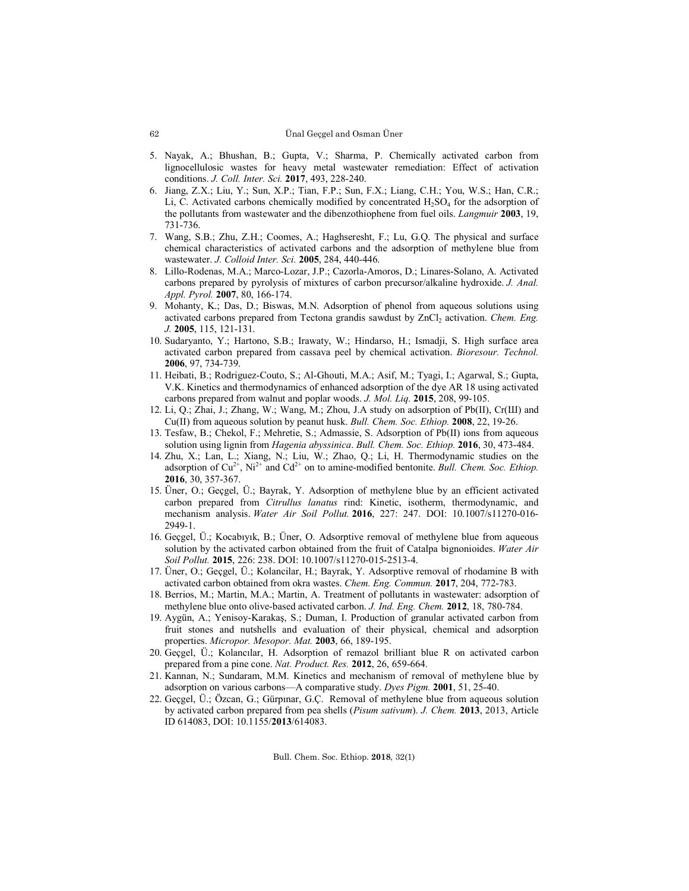5. Nayak, A.; Bhushan, B.; Gupta, V.; Sharma, P. Chemically activated carbon from lignocellulosic wastes for heavy metal wastewater remediation: Effect of activation conditions. *J. Coll. Inter. Sci.* **2017**, 493, 228-240.
6. Jiang, Z.X.; Liu, Y.; Sun, X.P.; Tian, F.P.; Sun, F.X.; Liang, C.H.; You, W.S.; Han, C.R.; Li, C. Activated carbons chemically modified by concentrated $H_2SO_4$ for the adsorption of the pollutants from wastewater and the dibenzothiophene from fuel oils. *Langmuir* **2003**, 19, 731-736.
7. Wang, S.B.; Zhu, Z.H.; Coomes, A.; Haghseresht, F.; Lu, G.Q. The physical and surface chemical characteristics of activated carbons and the adsorption of methylene blue from wastewater. *J. Colloid Inter. Sci.* **2005**, 284, 440-446.
8. Lillo-Rodenas, M.A.; Marco-Lozar, J.P.; Cazorla-Amoros, D.; Linares-Solano, A. Activated carbons prepared by pyrolysis of mixtures of carbon precursor/alkaline hydroxide. *J. Anal. Appl. Pyrol.* **2007**, 80, 166-174.
9. Mohanty, K.; Das, D.; Biswas, M.N. Adsorption of phenol from aqueous solutions using activated carbons prepared from Tectona grandis sawdust by $ZnCl_2$ activation. *Chem. Eng. J.* **2005**, 115, 121-131.
10. Sudaryanto, Y.; Hartono, S.B.; Irawaty, W.; Hindarso, H.; Ismadji, S. High surface area activated carbon prepared from cassava peel by chemical activation. *Bioresour. Technol.* **2006**, 97, 734-739.
11. Heibati, B.; Rodriguez-Couto, S.; Al-Ghouti, M.A.; Asif, M.; Tyagi, I.; Agarwal, S.; Gupta, V.K. Kinetics and thermodynamics of enhanced adsorption of the dye AR 18 using activated carbons prepared from walnut and poplar woods. *J. Mol. Liq.* **2015**, 208, 99-105.
12. Li, Q.; Zhai, J.; Zhang, W.; Wang, M.; Zhou, J.A study on adsorption of Pb(II), Cr(Ш) and Cu(II) from aqueous solution by peanut husk. *Bull. Chem. Soc. Ethiop.* **2008**, 22, 19-26.
13. Tesfaw, B.; Chekol, F.; Mehretie, S.; Admassie, S. Adsorption of Pb(II) ions from aqueous solution using lignin from *Hagenia abyssinica*. *Bull. Chem. Soc. Ethiop.* **2016**, 30, 473-484.
14. Zhu, X.; Lan, L.; Xiang, N.; Liu, W.; Zhao, Q.; Li, H. Thermodynamic studies on the adsorption of $Cu^{2+}$, $Ni^{2+}$ and $Cd^{2+}$ on to amine-modified bentonite. *Bull. Chem. Soc. Ethiop.* **2016**, 30, 357-367.
15. Üner, O.; Geçgel, Ü.; Bayrak, Y. Adsorption of methylene blue by an efficient activated carbon prepared from *Citrullus lanatus* rind: Kinetic, isotherm, thermodynamic, and mechanism analysis. *Water Air Soil Pollut.* **2016**, 227: 247. DOI: 10.1007/s11270-016-2949-1.
16. Geçgel, Ü.; Kocabıyık, B.; Üner, O. Adsorptive removal of methylene blue from aqueous solution by the activated carbon obtained from the fruit of Catalpa bignonioides. *Water Air Soil Pollut.* **2015**, 226: 238. DOI: 10.1007/s11270-015-2513-4.
17. Üner, O.; Geçgel, Ü.; Kolancilar, H.; Bayrak, Y. Adsorptive removal of rhodamine B with activated carbon obtained from okra wastes. *Chem. Eng. Commun.* **2017**, 204, 772-783.
18. Berrios, M.; Martin, M.A.; Martin, A. Treatment of pollutants in wastewater: adsorption of methylene blue onto olive-based activated carbon. *J. Ind. Eng. Chem.* **2012**, 18, 780-784.
19. Aygün, A.; Yenisoy-Karakaş, S.; Duman, I. Production of granular activated carbon from fruit stones and nutshells and evaluation of their physical, chemical and adsorption properties. *Micropor. Mesopor. Mat.* **2003**, 66, 189-195.
20. Geçgel, Ü.; Kolancılar, H. Adsorption of remazol brilliant blue R on activated carbon prepared from a pine cone. *Nat. Product. Res.* **2012**, 26, 659-664.
21. Kannan, N.; Sundaram, M.M. Kinetics and mechanism of removal of methylene blue by adsorption on various carbons—A comparative study. *Dyes Pigm.* **2001**, 51, 25-40.
22. Geçgel, Ü.; Özcan, G.; Gürpınar, G.Ç. Removal of methylene blue from aqueous solution by activated carbon prepared from pea shells (*Pisum sativum*). *J. Chem.* **2013**, 2013, Article ID 614083, DOI: 10.1155/**2013**/614083.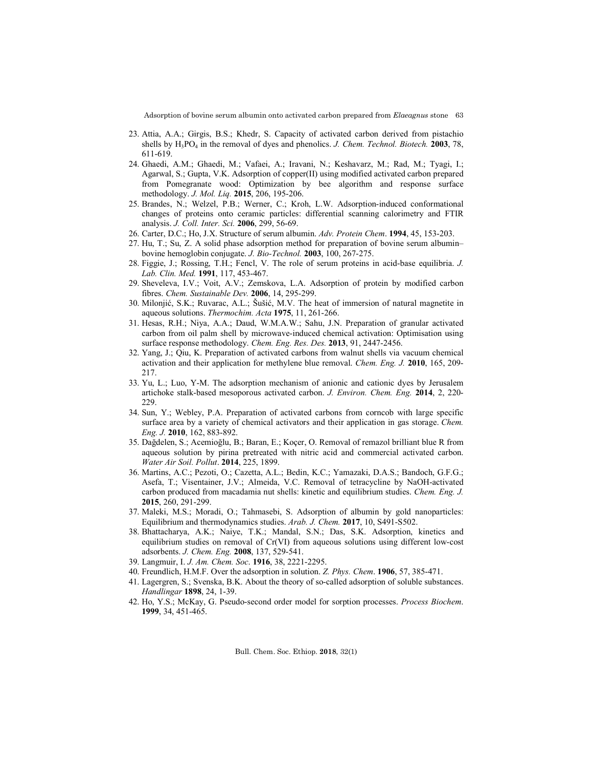23. Attia, A.A.; Girgis, B.S.; Khedr, S. Capacity of activated carbon derived from pistachio shells by $H_3PO_4$ in the removal of dyes and phenolics. *J. Chem. Technol. Biotech.* **2003**, 78, 611-619.
24. Ghaedi, A.M.; Ghaedi, M.; Vafaei, A.; Iravani, N.; Keshavarz, M.; Rad, M.; Tyagi, I.; Agarwal, S.; Gupta, V.K. Adsorption of copper(II) using modified activated carbon prepared from Pomegranate wood: Optimization by bee algorithm and response surface methodology. *J. Mol. Liq.* **2015**, 206, 195-206.
25. Brandes, N.; Welzel, P.B.; Werner, C.; Kroh, L.W. Adsorption-induced conformational changes of proteins onto ceramic particles: differential scanning calorimetry and FTIR analysis. *J. Coll. Inter. Sci.* **2006**, 299, 56-69.
26. Carter, D.C.; Ho, J.X. Structure of serum albumin. *Adv. Protein Chem*. **1994**, 45, 153-203.
27. Hu, T.; Su, Z. A solid phase adsorption method for preparation of bovine serum albumin–bovine hemoglobin conjugate. *J. Bio-Technol.* **2003**, 100, 267-275.
28. Figgie, J.; Rossing, T.H.; Fencl, V. The role of serum proteins in acid-base equilibria. *J. Lab. Clin. Med.* **1991**, 117, 453-467.
29. Sheveleva, I.V.; Voit, A.V.; Zemskova, L.A. Adsorption of protein by modified carbon fibres. *Chem. Sustainable Dev.* **2006**, 14, 295-299.
30. Milonjić, S.K.; Ruvarac, A.L.; Šušić, M.V. The heat of immersion of natural magnetite in aqueous solutions. *Thermochim. Acta* **1975**, 11, 261-266.
31. Hesas, R.H.; Niya, A.A.; Daud, W.M.A.W.; Sahu, J.N. Preparation of granular activated carbon from oil palm shell by microwave-induced chemical activation: Optimisation using surface response methodology. *Chem. Eng. Res. Des.* **2013**, 91, 2447-2456.
32. Yang, J.; Qiu, K. Preparation of activated carbons from walnut shells via vacuum chemical activation and their application for methylene blue removal. *Chem. Eng. J.* **2010**, 165, 209-217.
33. Yu, L.; Luo, Y-M. The adsorption mechanism of anionic and cationic dyes by Jerusalem artichoke stalk-based mesoporous activated carbon. *J. Environ. Chem. Eng.* **2014**, 2, 220-229.
34. Sun, Y.; Webley, P.A. Preparation of activated carbons from corncob with large specific surface area by a variety of chemical activators and their application in gas storage. *Chem. Eng. J.* **2010**, 162, 883-892.
35. Dağdelen, S.; Acemioğlu, B.; Baran, E.; Koçer, O. Removal of remazol brilliant blue R from aqueous solution by pirina pretreated with nitric acid and commercial activated carbon. *Water Air Soil. Pollut*. **2014**, 225, 1899.
36. Martins, A.C.; Pezoti, O.; Cazetta, A.L.; Bedin, K.C.; Yamazaki, D.A.S.; Bandoch, G.F.G.; Asefa, T.; Visentainer, J.V.; Almeida, V.C. Removal of tetracycline by NaOH-activated carbon produced from macadamia nut shells: kinetic and equilibrium studies. *Chem. Eng. J.* **2015**, 260, 291-299.
37. Maleki, M.S.; Moradi, O.; Tahmasebi, S. Adsorption of albumin by gold nanoparticles: Equilibrium and thermodynamics studies. *Arab. J. Chem.* **2017**, 10, S491-S502.
38. Bhattacharya, A.K.; Naiye, T.K.; Mandal, S.N.; Das, S.K. Adsorption, kinetics and equilibrium studies on removal of Cr(VI) from aqueous solutions using different low-cost adsorbents. *J. Chem. Eng.* **2008**, 137, 529-541.
39. Langmuir, I. *J. Am. Chem. Soc*. **1916**, 38, 2221-2295.
40. Freundlich, H.M.F. Over the adsorption in solution. *Z. Phys. Chem*. **1906**, 57, 385-471.
41. Lagergren, S.; Svenska, B.K. About the theory of so-called adsorption of soluble substances. *Handlingar* **1898**, 24, 1-39.
42. Ho, Y.S.; McKay, G. Pseudo-second order model for sorption processes. *Process Biochem*. **1999**, 34, 451-465.